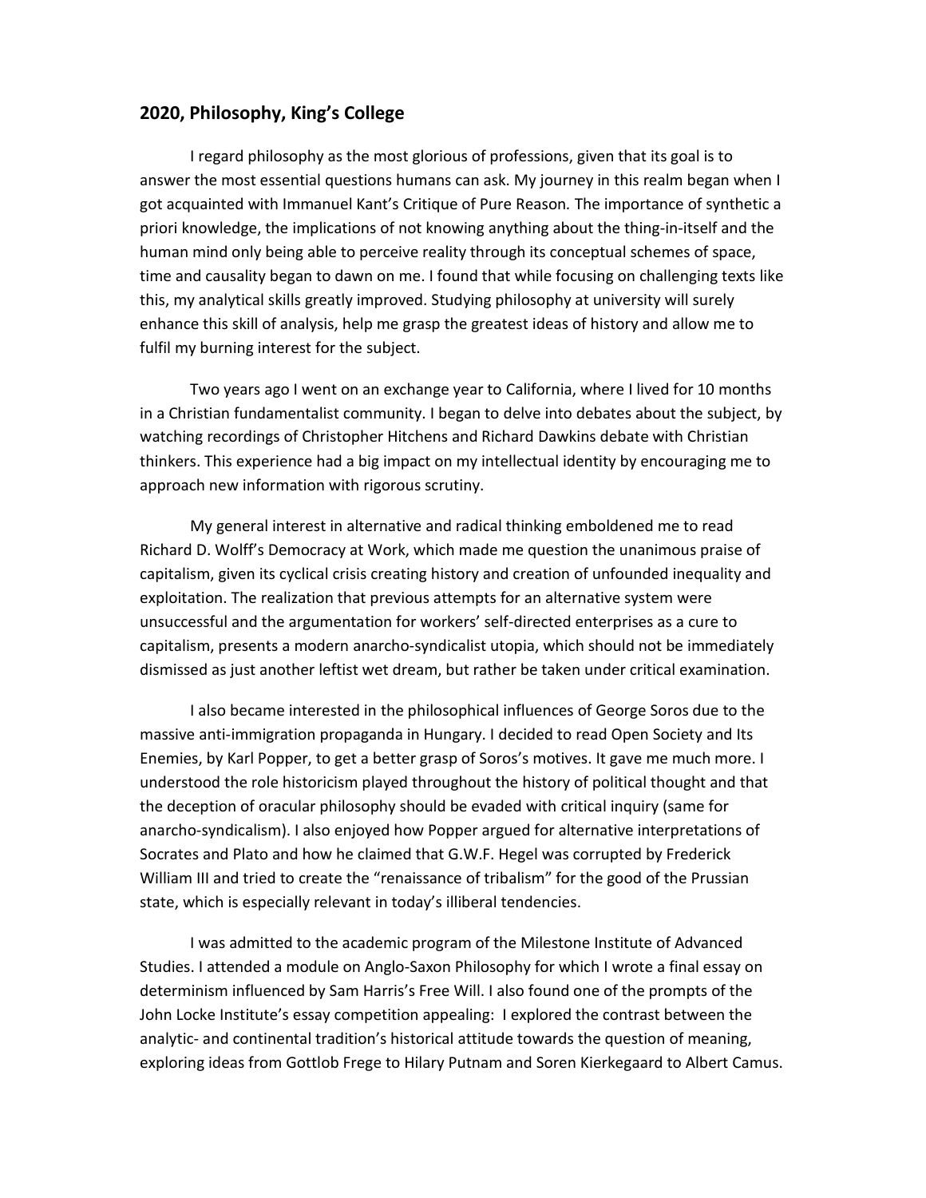## 2020, Philosophy, King's College

I regard philosophy as the most glorious of professions, given that its goal is to answer the most essential questions humans can ask. My journey in this realm began when I got acquainted with Immanuel Kant's Critique of Pure Reason*.* The importance of synthetic a priori knowledge, the implications of not knowing anything about the thing-in-itself and the human mind only being able to perceive reality through its conceptual schemes of space, time and causality began to dawn on me. I found that while focusing on challenging texts like this, my analytical skills greatly improved. Studying philosophy at university will surely enhance this skill of analysis, help me grasp the greatest ideas of history and allow me to fulfil my burning interest for the subject.

Two years ago I went on an exchange year to California, where I lived for 10 months in a Christian fundamentalist community. I began to delve into debates about the subject, by watching recordings of Christopher Hitchens and Richard Dawkins debate with Christian thinkers. This experience had a big impact on my intellectual identity by encouraging me to approach new information with rigorous scrutiny.

My general interest in alternative and radical thinking emboldened me to read Richard D. Wolff's Democracy at Work, which made me question the unanimous praise of capitalism, given its cyclical crisis creating history and creation of unfounded inequality and exploitation. The realization that previous attempts for an alternative system were unsuccessful and the argumentation for workers' self-directed enterprises as a cure to capitalism, presents a modern anarcho-syndicalist utopia, which should not be immediately dismissed as just another leftist wet dream, but rather be taken under critical examination.

I also became interested in the philosophical influences of George Soros due to the massive anti-immigration propaganda in Hungary. I decided to read Open Society and Its Enemies, by Karl Popper, to get a better grasp of Soros's motives. It gave me much more. I understood the role historicism played throughout the history of political thought and that the deception of oracular philosophy should be evaded with critical inquiry (same for anarcho-syndicalism). I also enjoyed how Popper argued for alternative interpretations of Socrates and Plato and how he claimed that G.W.F. Hegel was corrupted by Frederick William III and tried to create the "renaissance of tribalism" for the good of the Prussian state, which is especially relevant in today's illiberal tendencies.

I was admitted to the academic program of the Milestone Institute of Advanced Studies. I attended a module on Anglo-Saxon Philosophy for which I wrote a final essay on determinism influenced by Sam Harris's Free Will. I also found one of the prompts of the John Locke Institute's essay competition appealing: I explored the contrast between the analytic- and continental tradition's historical attitude towards the question of meaning, exploring ideas from Gottlob Frege to Hilary Putnam and Soren Kierkegaard to Albert Camus.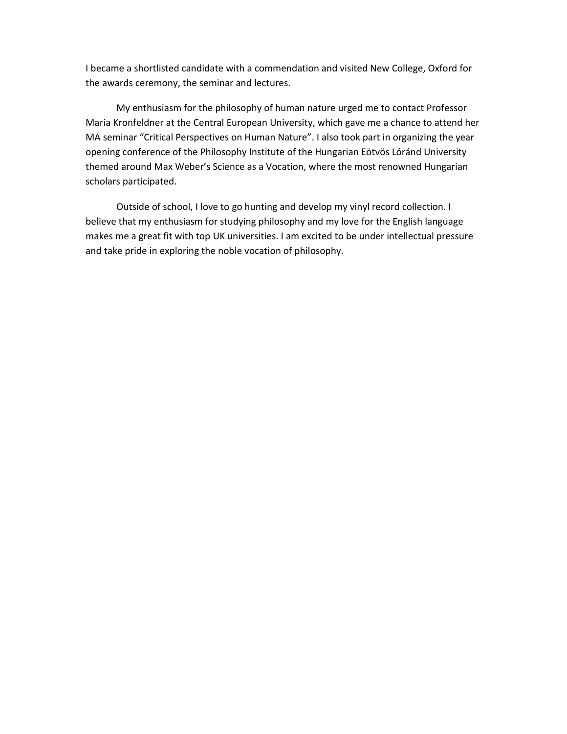I became a shortlisted candidate with a commendation and visited New College, Oxford for the awards ceremony, the seminar and lectures.

My enthusiasm for the philosophy of human nature urged me to contact Professor Maria Kronfeldner at the Central European University, which gave me a chance to attend her MA seminar "Critical Perspectives on Human Nature". I also took part in organizing the year opening conference of the Philosophy Institute of the Hungarian Eötvös Lóránd University themed around Max Weber's Science as a Vocation, where the most renowned Hungarian scholars participated.

Outside of school, I love to go hunting and develop my vinyl record collection. I believe that my enthusiasm for studying philosophy and my love for the English language makes me a great fit with top UK universities. I am excited to be under intellectual pressure and take pride in exploring the noble vocation of philosophy.